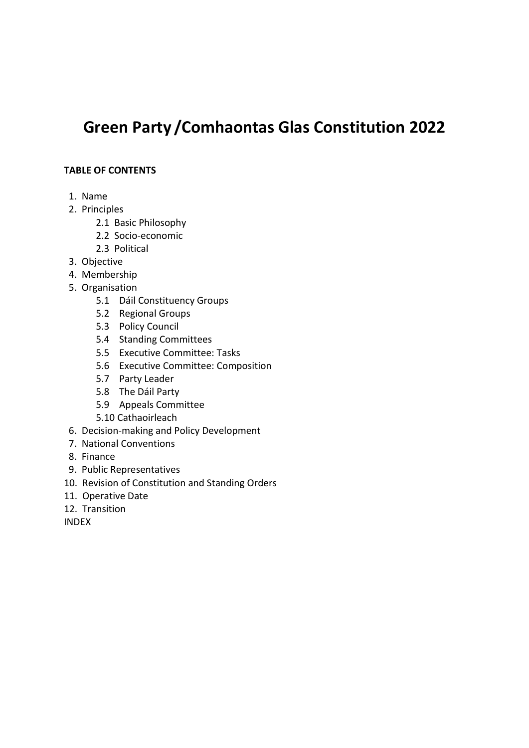# Green Party /Comhaontas Glas Constitution 2022

**TABLE OF CONTENTS**

1. Name
2. Principles
    - 2.1 Basic Philosophy
    - 2.2 Socio-economic
    - 2.3 Political
3. Objective
4. Membership
5. Organisation
    - 5.1 Dáil Constituency Groups
    - 5.2 Regional Groups
    - 5.3 Policy Council
    - 5.4 Standing Committees
    - 5.5 Executive Committee: Tasks
    - 5.6 Executive Committee: Composition
    - 5.7 Party Leader
    - 5.8 The Dáil Party
    - 5.9 Appeals Committee
    - 5.10 Cathaoirleach
6. Decision-making and Policy Development
7. National Conventions
8. Finance
9. Public Representatives
10. Revision of Constitution and Standing Orders
11. Operative Date
12. Transition

INDEX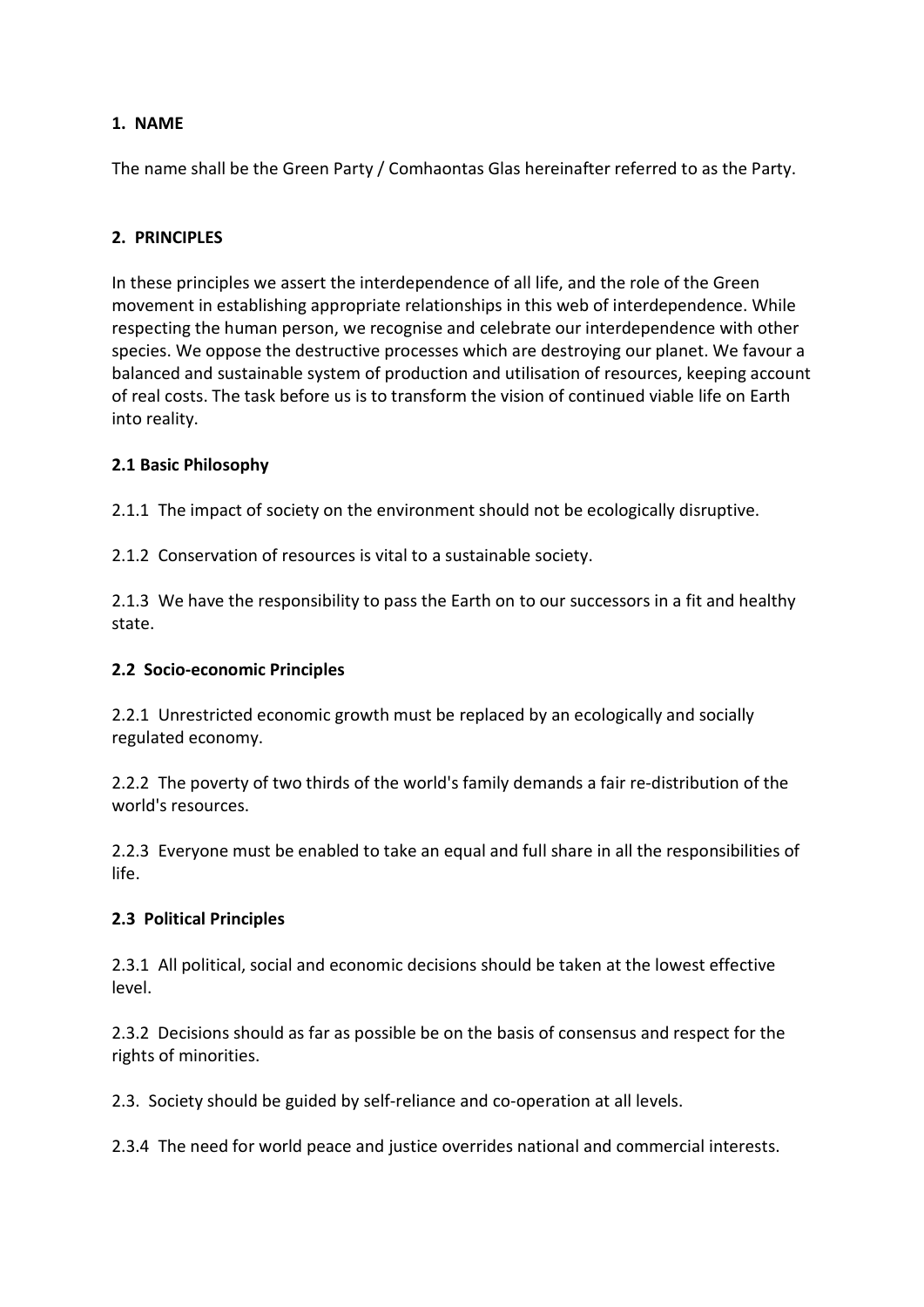## 1. NAME

The name shall be the Green Party / Comhaontas Glas hereinafter referred to as the Party.

## 2. PRINCIPLES

In these principles we assert the interdependence of all life, and the role of the Green movement in establishing appropriate relationships in this web of interdependence. While respecting the human person, we recognise and celebrate our interdependence with other species. We oppose the destructive processes which are destroying our planet. We favour a balanced and sustainable system of production and utilisation of resources, keeping account of real costs. The task before us is to transform the vision of continued viable life on Earth into reality.

### 2.1 Basic Philosophy

2.1.1 The impact of society on the environment should not be ecologically disruptive.

2.1.2 Conservation of resources is vital to a sustainable society.

2.1.3 We have the responsibility to pass the Earth on to our successors in a fit and healthy state.

### 2.2 Socio-economic Principles

2.2.1 Unrestricted economic growth must be replaced by an ecologically and socially regulated economy.

2.2.2 The poverty of two thirds of the world's family demands a fair re-distribution of the world's resources.

2.2.3 Everyone must be enabled to take an equal and full share in all the responsibilities of life.

### 2.3 Political Principles

2.3.1 All political, social and economic decisions should be taken at the lowest effective level.

2.3.2 Decisions should as far as possible be on the basis of consensus and respect for the rights of minorities.

2.3. Society should be guided by self-reliance and co-operation at all levels.

2.3.4 The need for world peace and justice overrides national and commercial interests.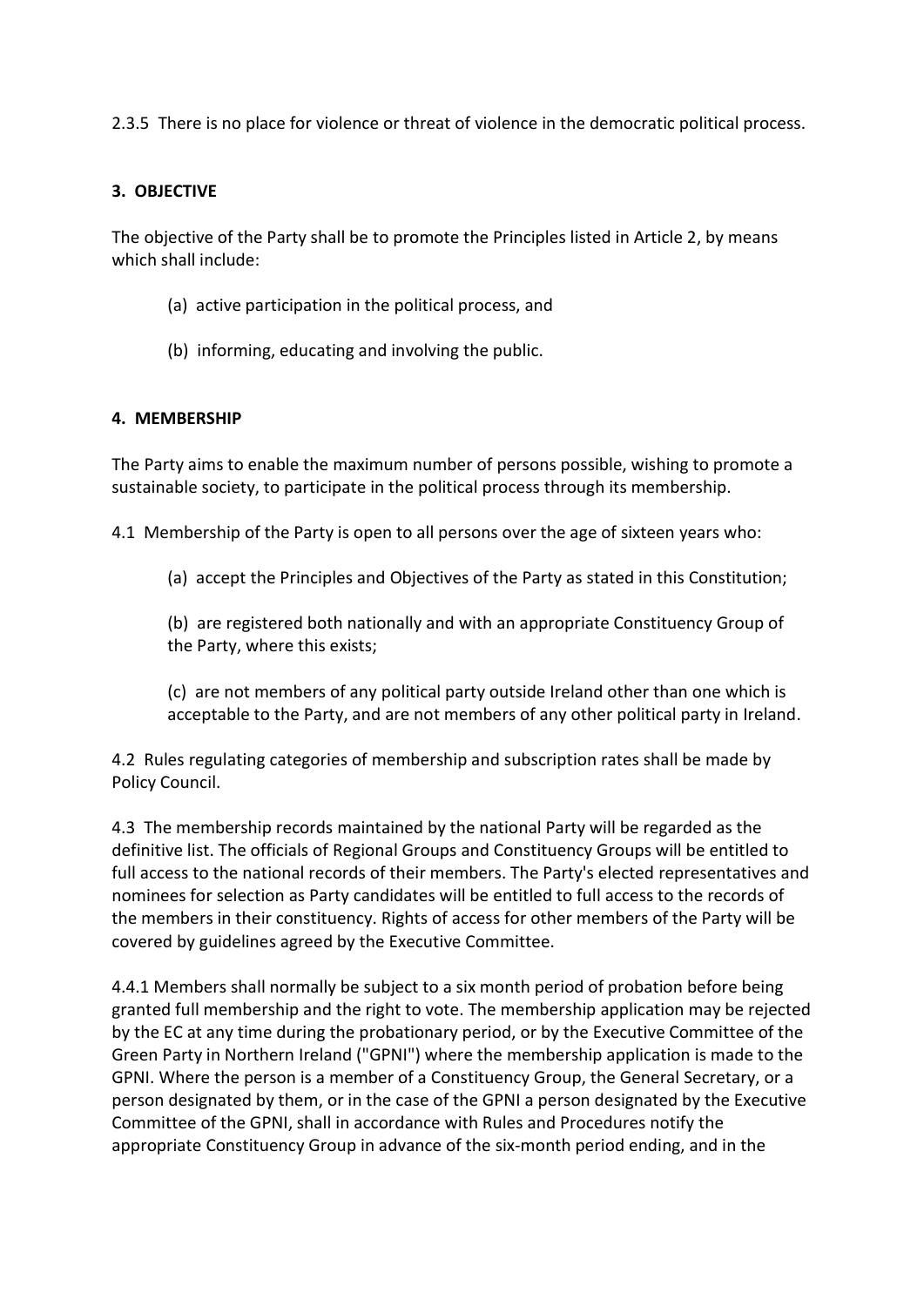2.3.5 There is no place for violence or threat of violence in the democratic political process.

## 3. OBJECTIVE

The objective of the Party shall be to promote the Principles listed in Article 2, by means which shall include:

(a) active participation in the political process, and

(b) informing, educating and involving the public.

## 4. MEMBERSHIP

The Party aims to enable the maximum number of persons possible, wishing to promote a sustainable society, to participate in the political process through its membership.

4.1 Membership of the Party is open to all persons over the age of sixteen years who:

(a) accept the Principles and Objectives of the Party as stated in this Constitution;

(b) are registered both nationally and with an appropriate Constituency Group of the Party, where this exists;

(c) are not members of any political party outside Ireland other than one which is acceptable to the Party, and are not members of any other political party in Ireland.

4.2 Rules regulating categories of membership and subscription rates shall be made by Policy Council.

4.3 The membership records maintained by the national Party will be regarded as the definitive list. The officials of Regional Groups and Constituency Groups will be entitled to full access to the national records of their members. The Party's elected representatives and nominees for selection as Party candidates will be entitled to full access to the records of the members in their constituency. Rights of access for other members of the Party will be covered by guidelines agreed by the Executive Committee.

4.4.1 Members shall normally be subject to a six month period of probation before being granted full membership and the right to vote. The membership application may be rejected by the EC at any time during the probationary period, or by the Executive Committee of the Green Party in Northern Ireland ("GPNI") where the membership application is made to the GPNI. Where the person is a member of a Constituency Group, the General Secretary, or a person designated by them, or in the case of the GPNI a person designated by the Executive Committee of the GPNI, shall in accordance with Rules and Procedures notify the appropriate Constituency Group in advance of the six-month period ending, and in the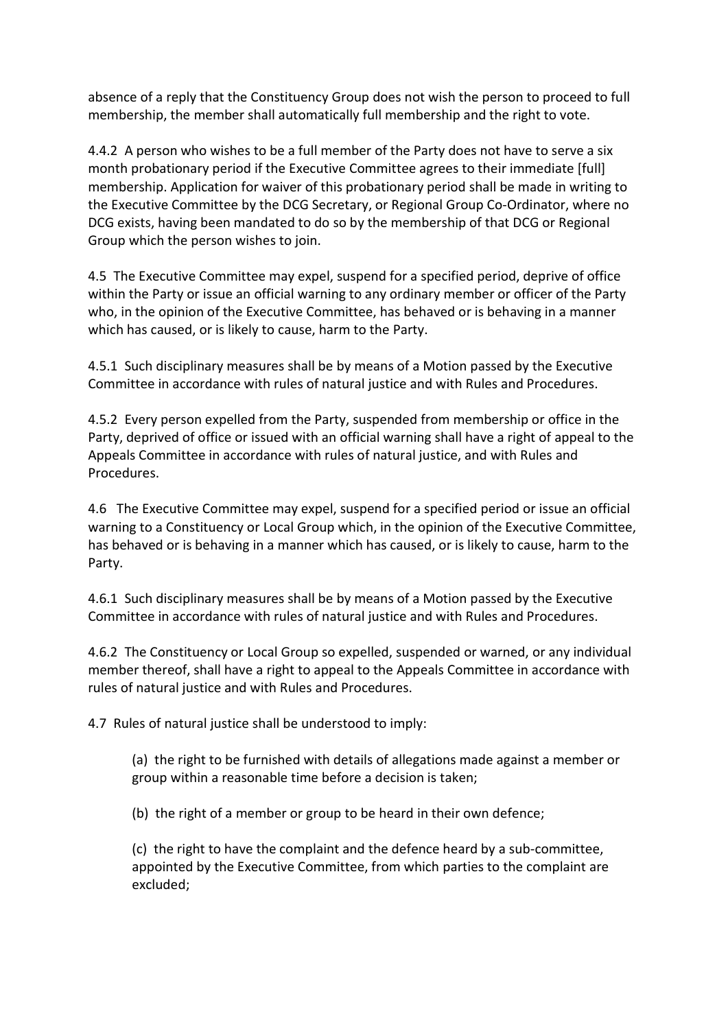absence of a reply that the Constituency Group does not wish the person to proceed to full membership, the member shall automatically full membership and the right to vote.

4.4.2 A person who wishes to be a full member of the Party does not have to serve a six month probationary period if the Executive Committee agrees to their immediate [full] membership. Application for waiver of this probationary period shall be made in writing to the Executive Committee by the DCG Secretary, or Regional Group Co-Ordinator, where no DCG exists, having been mandated to do so by the membership of that DCG or Regional Group which the person wishes to join.

4.5 The Executive Committee may expel, suspend for a specified period, deprive of office within the Party or issue an official warning to any ordinary member or officer of the Party who, in the opinion of the Executive Committee, has behaved or is behaving in a manner which has caused, or is likely to cause, harm to the Party.

4.5.1 Such disciplinary measures shall be by means of a Motion passed by the Executive Committee in accordance with rules of natural justice and with Rules and Procedures.

4.5.2 Every person expelled from the Party, suspended from membership or office in the Party, deprived of office or issued with an official warning shall have a right of appeal to the Appeals Committee in accordance with rules of natural justice, and with Rules and Procedures.

4.6 The Executive Committee may expel, suspend for a specified period or issue an official warning to a Constituency or Local Group which, in the opinion of the Executive Committee, has behaved or is behaving in a manner which has caused, or is likely to cause, harm to the Party.

4.6.1 Such disciplinary measures shall be by means of a Motion passed by the Executive Committee in accordance with rules of natural justice and with Rules and Procedures.

4.6.2 The Constituency or Local Group so expelled, suspended or warned, or any individual member thereof, shall have a right to appeal to the Appeals Committee in accordance with rules of natural justice and with Rules and Procedures.

4.7 Rules of natural justice shall be understood to imply:

(a) the right to be furnished with details of allegations made against a member or group within a reasonable time before a decision is taken;

(b) the right of a member or group to be heard in their own defence;

(c) the right to have the complaint and the defence heard by a sub-committee, appointed by the Executive Committee, from which parties to the complaint are excluded;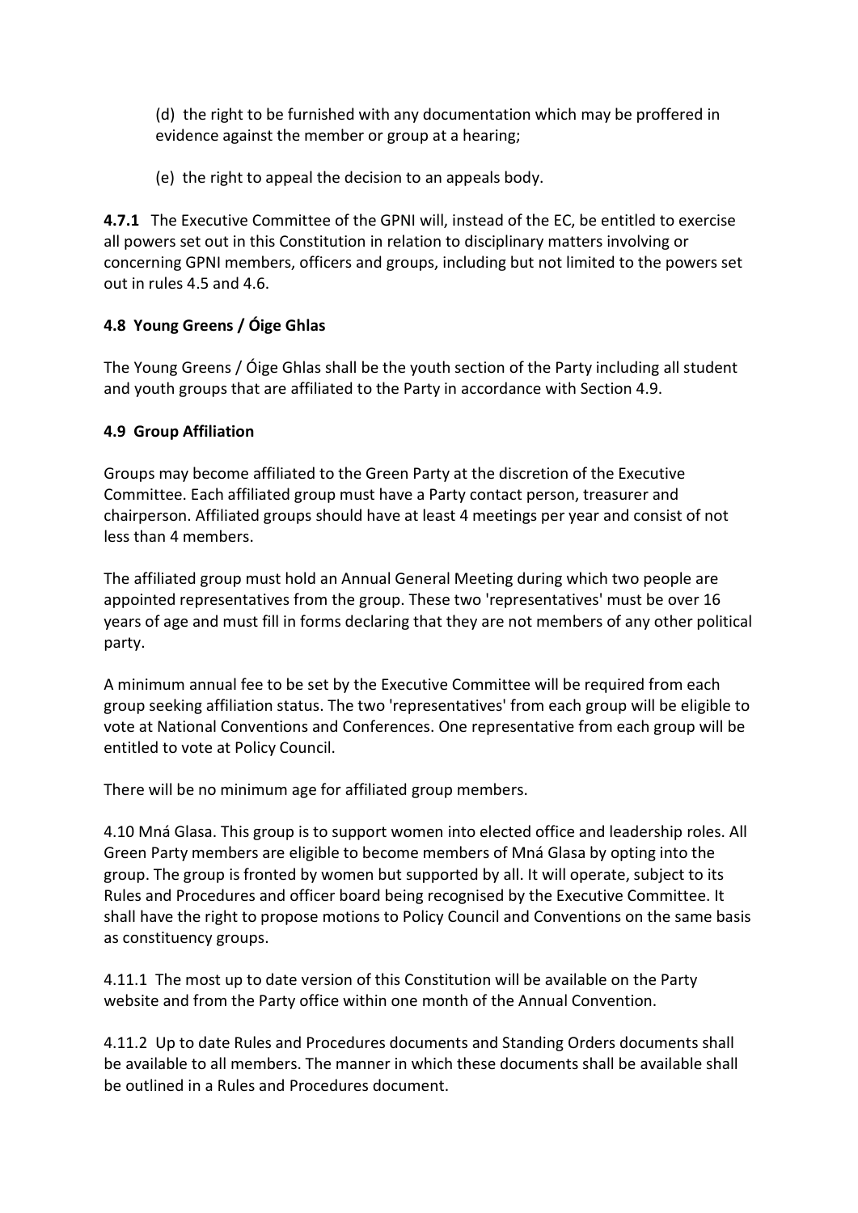(d) the right to be furnished with any documentation which may be proffered in evidence against the member or group at a hearing;

(e) the right to appeal the decision to an appeals body.

**4.7.1** The Executive Committee of the GPNI will, instead of the EC, be entitled to exercise all powers set out in this Constitution in relation to disciplinary matters involving or concerning GPNI members, officers and groups, including but not limited to the powers set out in rules 4.5 and 4.6.

### 4.8 Young Greens / Óige Ghlas

The Young Greens / Óige Ghlas shall be the youth section of the Party including all student and youth groups that are affiliated to the Party in accordance with Section 4.9.

### 4.9 Group Affiliation

Groups may become affiliated to the Green Party at the discretion of the Executive Committee. Each affiliated group must have a Party contact person, treasurer and chairperson. Affiliated groups should have at least 4 meetings per year and consist of not less than 4 members.

The affiliated group must hold an Annual General Meeting during which two people are appointed representatives from the group. These two 'representatives' must be over 16 years of age and must fill in forms declaring that they are not members of any other political party.

A minimum annual fee to be set by the Executive Committee will be required from each group seeking affiliation status. The two 'representatives' from each group will be eligible to vote at National Conventions and Conferences. One representative from each group will be entitled to vote at Policy Council.

There will be no minimum age for affiliated group members.

4.10 Mná Glasa. This group is to support women into elected office and leadership roles. All Green Party members are eligible to become members of Mná Glasa by opting into the group. The group is fronted by women but supported by all. It will operate, subject to its Rules and Procedures and officer board being recognised by the Executive Committee. It shall have the right to propose motions to Policy Council and Conventions on the same basis as constituency groups.

4.11.1 The most up to date version of this Constitution will be available on the Party website and from the Party office within one month of the Annual Convention.

4.11.2 Up to date Rules and Procedures documents and Standing Orders documents shall be available to all members. The manner in which these documents shall be available shall be outlined in a Rules and Procedures document.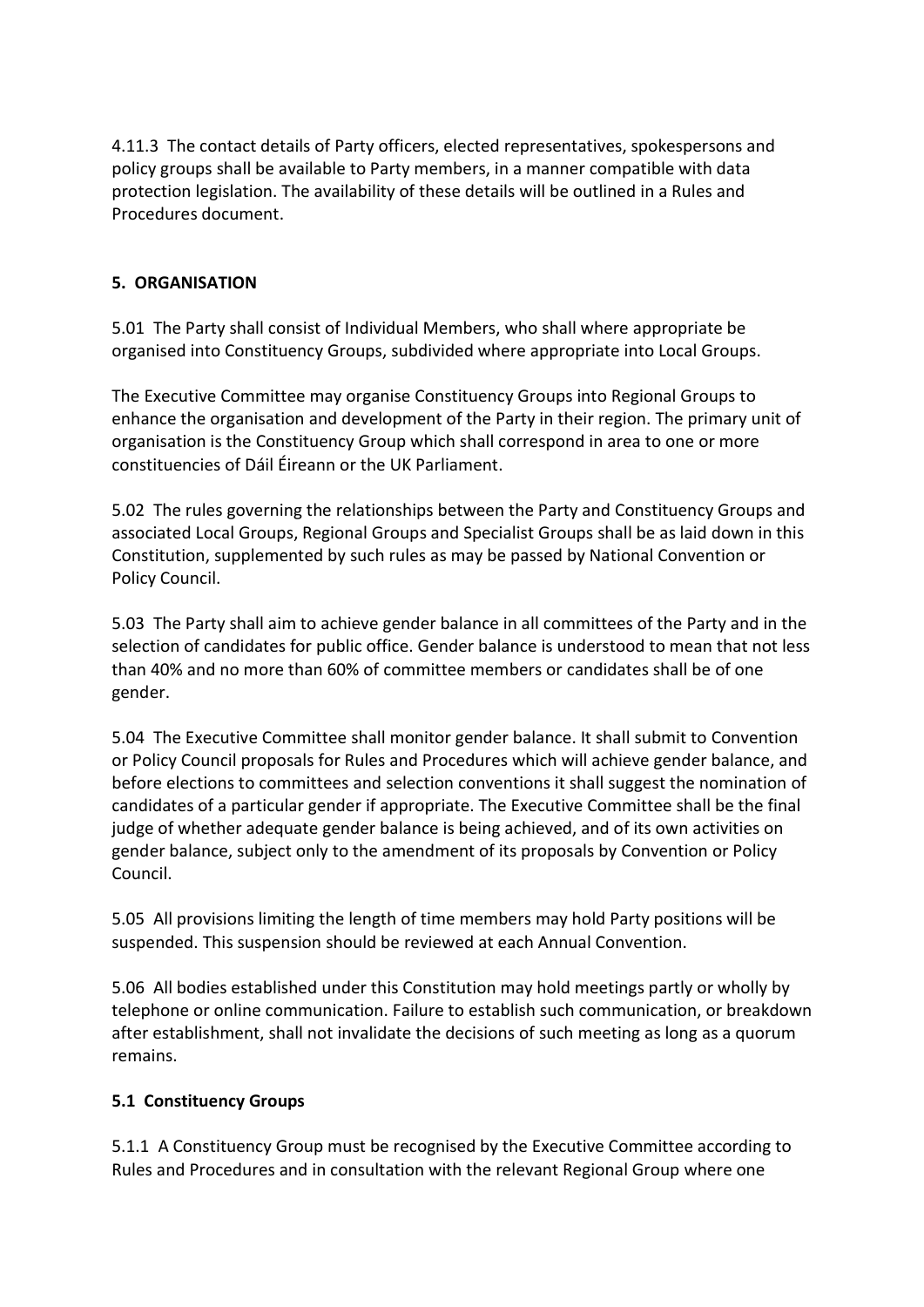4.11.3 The contact details of Party officers, elected representatives, spokespersons and policy groups shall be available to Party members, in a manner compatible with data protection legislation. The availability of these details will be outlined in a Rules and Procedures document.

## 5. ORGANISATION

5.01 The Party shall consist of Individual Members, who shall where appropriate be organised into Constituency Groups, subdivided where appropriate into Local Groups.

The Executive Committee may organise Constituency Groups into Regional Groups to enhance the organisation and development of the Party in their region. The primary unit of organisation is the Constituency Group which shall correspond in area to one or more constituencies of Dáil Éireann or the UK Parliament.

5.02 The rules governing the relationships between the Party and Constituency Groups and associated Local Groups, Regional Groups and Specialist Groups shall be as laid down in this Constitution, supplemented by such rules as may be passed by National Convention or Policy Council.

5.03 The Party shall aim to achieve gender balance in all committees of the Party and in the selection of candidates for public office. Gender balance is understood to mean that not less than 40% and no more than 60% of committee members or candidates shall be of one gender.

5.04 The Executive Committee shall monitor gender balance. It shall submit to Convention or Policy Council proposals for Rules and Procedures which will achieve gender balance, and before elections to committees and selection conventions it shall suggest the nomination of candidates of a particular gender if appropriate. The Executive Committee shall be the final judge of whether adequate gender balance is being achieved, and of its own activities on gender balance, subject only to the amendment of its proposals by Convention or Policy Council.

5.05 All provisions limiting the length of time members may hold Party positions will be suspended. This suspension should be reviewed at each Annual Convention.

5.06 All bodies established under this Constitution may hold meetings partly or wholly by telephone or online communication. Failure to establish such communication, or breakdown after establishment, shall not invalidate the decisions of such meeting as long as a quorum remains.

### 5.1 Constituency Groups

5.1.1 A Constituency Group must be recognised by the Executive Committee according to Rules and Procedures and in consultation with the relevant Regional Group where one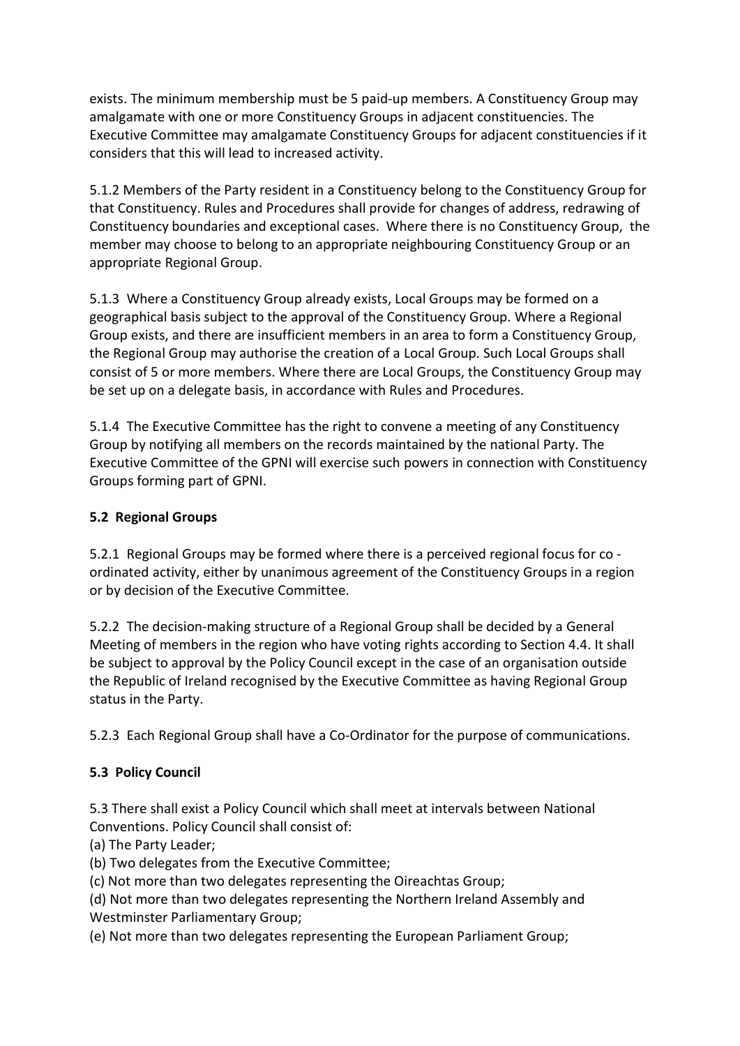exists. The minimum membership must be 5 paid-up members. A Constituency Group may amalgamate with one or more Constituency Groups in adjacent constituencies. The Executive Committee may amalgamate Constituency Groups for adjacent constituencies if it considers that this will lead to increased activity.

5.1.2 Members of the Party resident in a Constituency belong to the Constituency Group for that Constituency. Rules and Procedures shall provide for changes of address, redrawing of Constituency boundaries and exceptional cases. Where there is no Constituency Group, the member may choose to belong to an appropriate neighbouring Constituency Group or an appropriate Regional Group.

5.1.3 Where a Constituency Group already exists, Local Groups may be formed on a geographical basis subject to the approval of the Constituency Group. Where a Regional Group exists, and there are insufficient members in an area to form a Constituency Group, the Regional Group may authorise the creation of a Local Group. Such Local Groups shall consist of 5 or more members. Where there are Local Groups, the Constituency Group may be set up on a delegate basis, in accordance with Rules and Procedures.

5.1.4 The Executive Committee has the right to convene a meeting of any Constituency Group by notifying all members on the records maintained by the national Party. The Executive Committee of the GPNI will exercise such powers in connection with Constituency Groups forming part of GPNI.

### 5.2 Regional Groups

5.2.1 Regional Groups may be formed where there is a perceived regional focus for co - ordinated activity, either by unanimous agreement of the Constituency Groups in a region or by decision of the Executive Committee.

5.2.2 The decision-making structure of a Regional Group shall be decided by a General Meeting of members in the region who have voting rights according to Section 4.4. It shall be subject to approval by the Policy Council except in the case of an organisation outside the Republic of Ireland recognised by the Executive Committee as having Regional Group status in the Party.

5.2.3 Each Regional Group shall have a Co-Ordinator for the purpose of communications.

### 5.3 Policy Council

5.3 There shall exist a Policy Council which shall meet at intervals between National Conventions. Policy Council shall consist of:

(a) The Party Leader;

(b) Two delegates from the Executive Committee;

(c) Not more than two delegates representing the Oireachtas Group;

(d) Not more than two delegates representing the Northern Ireland Assembly and Westminster Parliamentary Group;

(e) Not more than two delegates representing the European Parliament Group;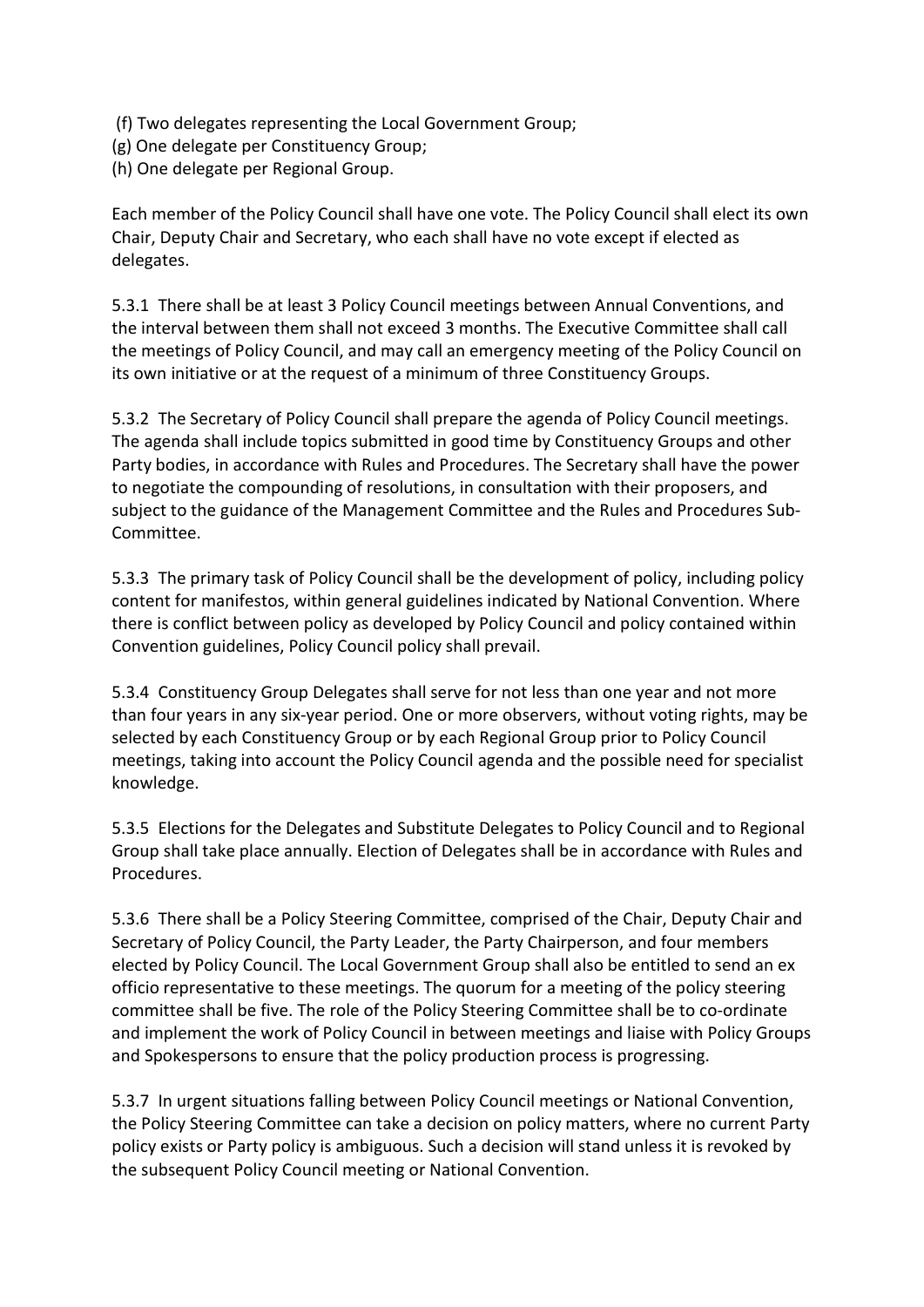(f) Two delegates representing the Local Government Group;
(g) One delegate per Constituency Group;
(h) One delegate per Regional Group.

Each member of the Policy Council shall have one vote. The Policy Council shall elect its own Chair, Deputy Chair and Secretary, who each shall have no vote except if elected as delegates.

5.3.1 There shall be at least 3 Policy Council meetings between Annual Conventions, and the interval between them shall not exceed 3 months. The Executive Committee shall call the meetings of Policy Council, and may call an emergency meeting of the Policy Council on its own initiative or at the request of a minimum of three Constituency Groups.

5.3.2 The Secretary of Policy Council shall prepare the agenda of Policy Council meetings. The agenda shall include topics submitted in good time by Constituency Groups and other Party bodies, in accordance with Rules and Procedures. The Secretary shall have the power to negotiate the compounding of resolutions, in consultation with their proposers, and subject to the guidance of the Management Committee and the Rules and Procedures Sub-Committee.

5.3.3 The primary task of Policy Council shall be the development of policy, including policy content for manifestos, within general guidelines indicated by National Convention. Where there is conflict between policy as developed by Policy Council and policy contained within Convention guidelines, Policy Council policy shall prevail.

5.3.4 Constituency Group Delegates shall serve for not less than one year and not more than four years in any six-year period. One or more observers, without voting rights, may be selected by each Constituency Group or by each Regional Group prior to Policy Council meetings, taking into account the Policy Council agenda and the possible need for specialist knowledge.

5.3.5 Elections for the Delegates and Substitute Delegates to Policy Council and to Regional Group shall take place annually. Election of Delegates shall be in accordance with Rules and Procedures.

5.3.6 There shall be a Policy Steering Committee, comprised of the Chair, Deputy Chair and Secretary of Policy Council, the Party Leader, the Party Chairperson, and four members elected by Policy Council. The Local Government Group shall also be entitled to send an ex officio representative to these meetings. The quorum for a meeting of the policy steering committee shall be five. The role of the Policy Steering Committee shall be to co-ordinate and implement the work of Policy Council in between meetings and liaise with Policy Groups and Spokespersons to ensure that the policy production process is progressing.

5.3.7 In urgent situations falling between Policy Council meetings or National Convention, the Policy Steering Committee can take a decision on policy matters, where no current Party policy exists or Party policy is ambiguous. Such a decision will stand unless it is revoked by the subsequent Policy Council meeting or National Convention.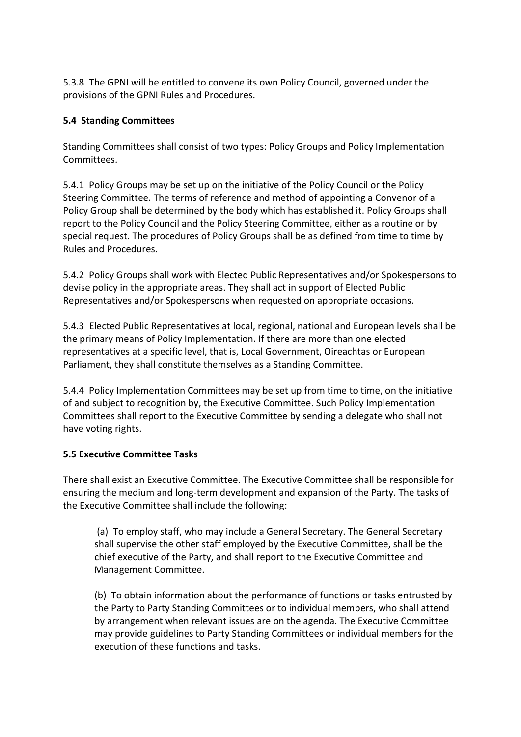5.3.8 The GPNI will be entitled to convene its own Policy Council, governed under the provisions of the GPNI Rules and Procedures.

**5.4 Standing Committees**

Standing Committees shall consist of two types: Policy Groups and Policy Implementation Committees.

5.4.1 Policy Groups may be set up on the initiative of the Policy Council or the Policy Steering Committee. The terms of reference and method of appointing a Convenor of a Policy Group shall be determined by the body which has established it. Policy Groups shall report to the Policy Council and the Policy Steering Committee, either as a routine or by special request. The procedures of Policy Groups shall be as defined from time to time by Rules and Procedures.

5.4.2 Policy Groups shall work with Elected Public Representatives and/or Spokespersons to devise policy in the appropriate areas. They shall act in support of Elected Public Representatives and/or Spokespersons when requested on appropriate occasions.

5.4.3 Elected Public Representatives at local, regional, national and European levels shall be the primary means of Policy Implementation. If there are more than one elected representatives at a specific level, that is, Local Government, Oireachtas or European Parliament, they shall constitute themselves as a Standing Committee.

5.4.4 Policy Implementation Committees may be set up from time to time, on the initiative of and subject to recognition by, the Executive Committee. Such Policy Implementation Committees shall report to the Executive Committee by sending a delegate who shall not have voting rights.

**5.5 Executive Committee Tasks**

There shall exist an Executive Committee. The Executive Committee shall be responsible for ensuring the medium and long-term development and expansion of the Party. The tasks of the Executive Committee shall include the following:

(a) To employ staff, who may include a General Secretary. The General Secretary shall supervise the other staff employed by the Executive Committee, shall be the chief executive of the Party, and shall report to the Executive Committee and Management Committee.

(b) To obtain information about the performance of functions or tasks entrusted by the Party to Party Standing Committees or to individual members, who shall attend by arrangement when relevant issues are on the agenda. The Executive Committee may provide guidelines to Party Standing Committees or individual members for the execution of these functions and tasks.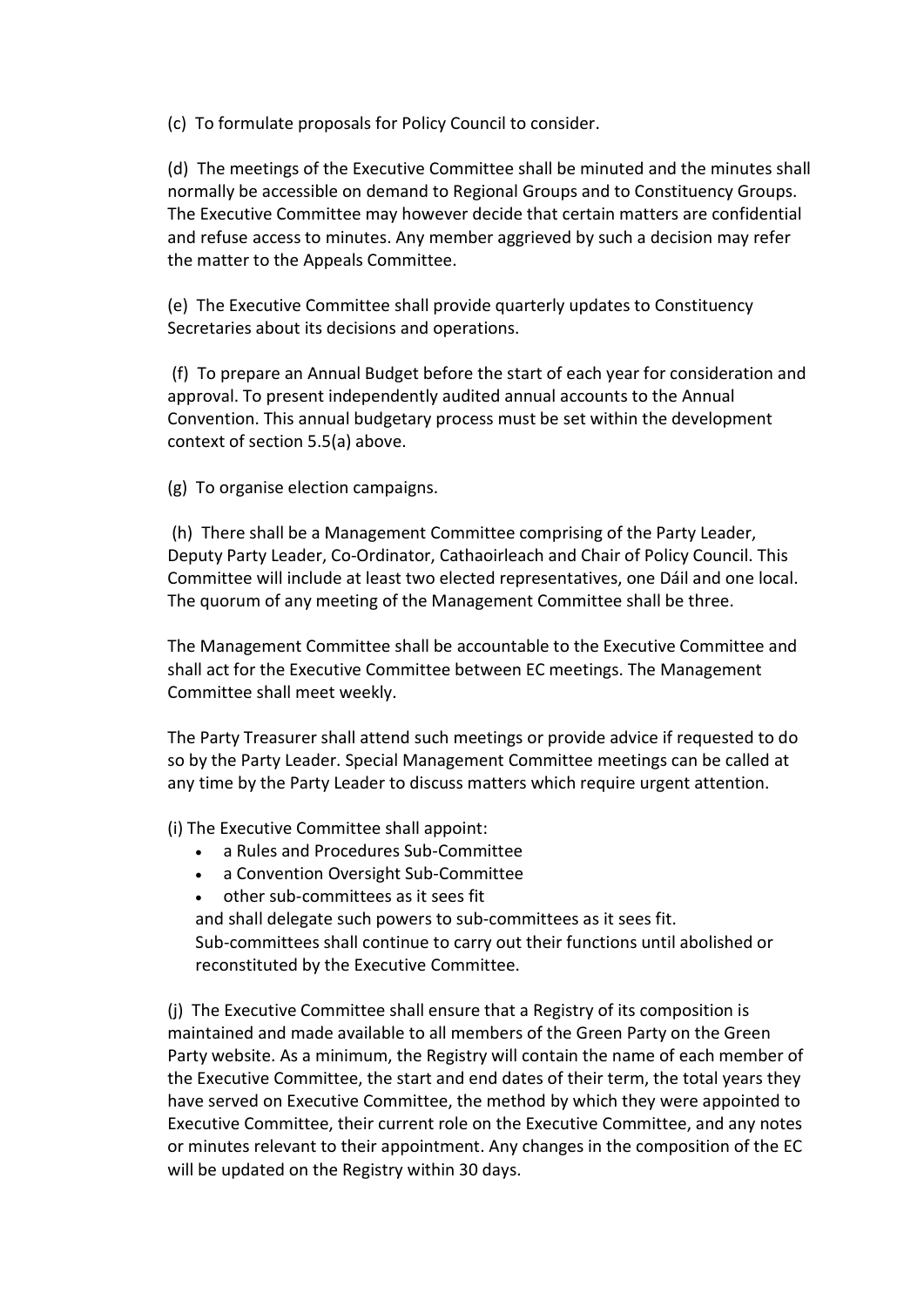(c) To formulate proposals for Policy Council to consider.

(d) The meetings of the Executive Committee shall be minuted and the minutes shall normally be accessible on demand to Regional Groups and to Constituency Groups. The Executive Committee may however decide that certain matters are confidential and refuse access to minutes. Any member aggrieved by such a decision may refer the matter to the Appeals Committee.

(e) The Executive Committee shall provide quarterly updates to Constituency Secretaries about its decisions and operations.

(f) To prepare an Annual Budget before the start of each year for consideration and approval. To present independently audited annual accounts to the Annual Convention. This annual budgetary process must be set within the development context of section 5.5(a) above.

(g) To organise election campaigns.

(h) There shall be a Management Committee comprising of the Party Leader, Deputy Party Leader, Co-Ordinator, Cathaoirleach and Chair of Policy Council. This Committee will include at least two elected representatives, one Dáil and one local. The quorum of any meeting of the Management Committee shall be three.

The Management Committee shall be accountable to the Executive Committee and shall act for the Executive Committee between EC meetings. The Management Committee shall meet weekly.

The Party Treasurer shall attend such meetings or provide advice if requested to do so by the Party Leader. Special Management Committee meetings can be called at any time by the Party Leader to discuss matters which require urgent attention.

(i) The Executive Committee shall appoint:

- a Rules and Procedures Sub-Committee
- a Convention Oversight Sub-Committee
- other sub-committees as it sees fit

and shall delegate such powers to sub-committees as it sees fit. Sub-committees shall continue to carry out their functions until abolished or reconstituted by the Executive Committee.

(j) The Executive Committee shall ensure that a Registry of its composition is maintained and made available to all members of the Green Party on the Green Party website. As a minimum, the Registry will contain the name of each member of the Executive Committee, the start and end dates of their term, the total years they have served on Executive Committee, the method by which they were appointed to Executive Committee, their current role on the Executive Committee, and any notes or minutes relevant to their appointment. Any changes in the composition of the EC will be updated on the Registry within 30 days.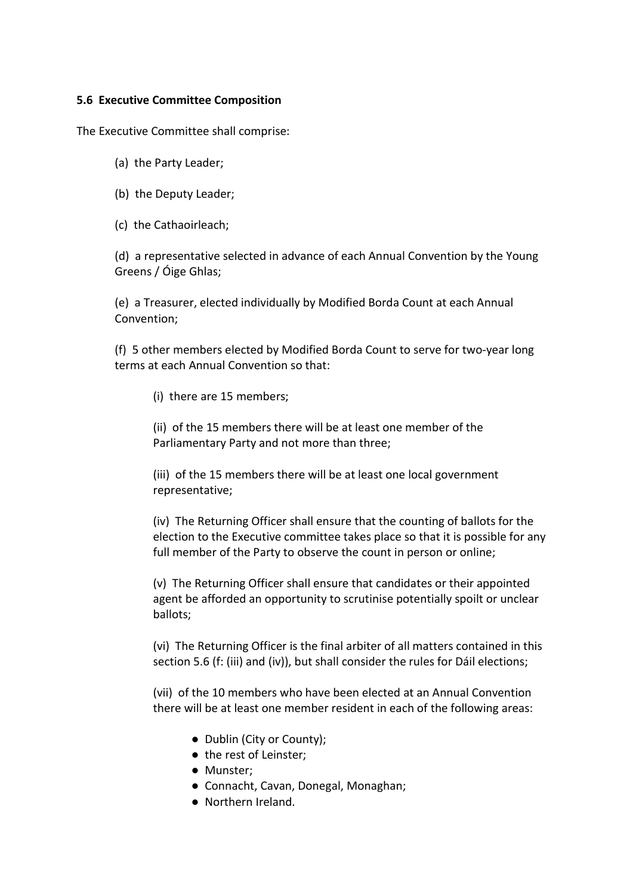**5.6 Executive Committee Composition**

The Executive Committee shall comprise:

(a) the Party Leader;

(b) the Deputy Leader;

(c) the Cathaoirleach;

(d) a representative selected in advance of each Annual Convention by the Young Greens / Óige Ghlas;

(e) a Treasurer, elected individually by Modified Borda Count at each Annual Convention;

(f) 5 other members elected by Modified Borda Count to serve for two-year long terms at each Annual Convention so that:

(i) there are 15 members;

(ii) of the 15 members there will be at least one member of the Parliamentary Party and not more than three;

(iii) of the 15 members there will be at least one local government representative;

(iv) The Returning Officer shall ensure that the counting of ballots for the election to the Executive committee takes place so that it is possible for any full member of the Party to observe the count in person or online;

(v) The Returning Officer shall ensure that candidates or their appointed agent be afforded an opportunity to scrutinise potentially spoilt or unclear ballots;

(vi) The Returning Officer is the final arbiter of all matters contained in this section 5.6 (f: (iii) and (iv)), but shall consider the rules for Dáil elections;

(vii) of the 10 members who have been elected at an Annual Convention there will be at least one member resident in each of the following areas:

- Dublin (City or County);
- the rest of Leinster;
- Munster;
- Connacht, Cavan, Donegal, Monaghan;
- Northern Ireland.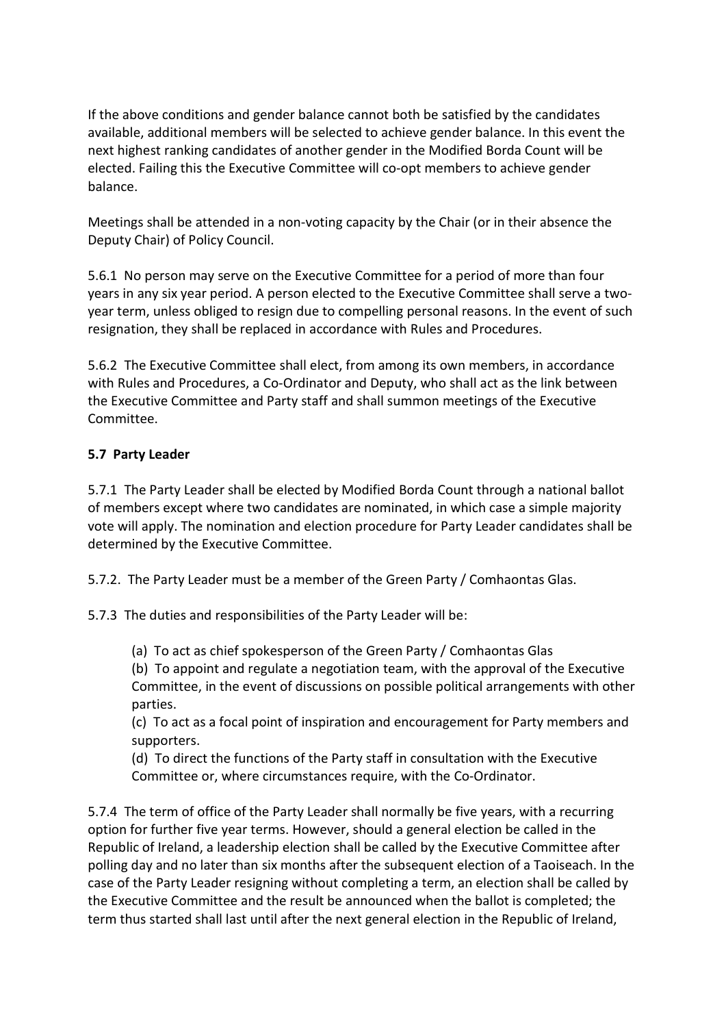If the above conditions and gender balance cannot both be satisfied by the candidates available, additional members will be selected to achieve gender balance. In this event the next highest ranking candidates of another gender in the Modified Borda Count will be elected. Failing this the Executive Committee will co-opt members to achieve gender balance.

Meetings shall be attended in a non-voting capacity by the Chair (or in their absence the Deputy Chair) of Policy Council.

5.6.1 No person may serve on the Executive Committee for a period of more than four years in any six year period. A person elected to the Executive Committee shall serve a two-year term, unless obliged to resign due to compelling personal reasons. In the event of such resignation, they shall be replaced in accordance with Rules and Procedures.

5.6.2 The Executive Committee shall elect, from among its own members, in accordance with Rules and Procedures, a Co-Ordinator and Deputy, who shall act as the link between the Executive Committee and Party staff and shall summon meetings of the Executive Committee.

**5.7 Party Leader**

5.7.1 The Party Leader shall be elected by Modified Borda Count through a national ballot of members except where two candidates are nominated, in which case a simple majority vote will apply. The nomination and election procedure for Party Leader candidates shall be determined by the Executive Committee.

5.7.2. The Party Leader must be a member of the Green Party / Comhaontas Glas.

5.7.3 The duties and responsibilities of the Party Leader will be:

(a) To act as chief spokesperson of the Green Party / Comhaontas Glas
(b) To appoint and regulate a negotiation team, with the approval of the Executive Committee, in the event of discussions on possible political arrangements with other parties.
(c) To act as a focal point of inspiration and encouragement for Party members and supporters.
(d) To direct the functions of the Party staff in consultation with the Executive Committee or, where circumstances require, with the Co-Ordinator.

5.7.4 The term of office of the Party Leader shall normally be five years, with a recurring option for further five year terms. However, should a general election be called in the Republic of Ireland, a leadership election shall be called by the Executive Committee after polling day and no later than six months after the subsequent election of a Taoiseach. In the case of the Party Leader resigning without completing a term, an election shall be called by the Executive Committee and the result be announced when the ballot is completed; the term thus started shall last until after the next general election in the Republic of Ireland,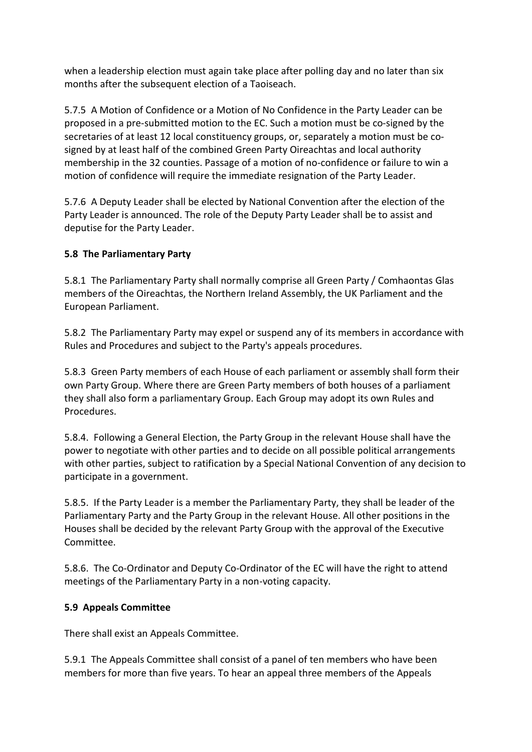when a leadership election must again take place after polling day and no later than six months after the subsequent election of a Taoiseach.

5.7.5 A Motion of Confidence or a Motion of No Confidence in the Party Leader can be proposed in a pre-submitted motion to the EC. Such a motion must be co-signed by the secretaries of at least 12 local constituency groups, or, separately a motion must be co-signed by at least half of the combined Green Party Oireachtas and local authority membership in the 32 counties. Passage of a motion of no-confidence or failure to win a motion of confidence will require the immediate resignation of the Party Leader.

5.7.6 A Deputy Leader shall be elected by National Convention after the election of the Party Leader is announced. The role of the Deputy Party Leader shall be to assist and deputise for the Party Leader.

**5.8 The Parliamentary Party**

5.8.1 The Parliamentary Party shall normally comprise all Green Party / Comhaontas Glas members of the Oireachtas, the Northern Ireland Assembly, the UK Parliament and the European Parliament.

5.8.2 The Parliamentary Party may expel or suspend any of its members in accordance with Rules and Procedures and subject to the Party's appeals procedures.

5.8.3 Green Party members of each House of each parliament or assembly shall form their own Party Group. Where there are Green Party members of both houses of a parliament they shall also form a parliamentary Group. Each Group may adopt its own Rules and Procedures.

5.8.4. Following a General Election, the Party Group in the relevant House shall have the power to negotiate with other parties and to decide on all possible political arrangements with other parties, subject to ratification by a Special National Convention of any decision to participate in a government.

5.8.5. If the Party Leader is a member the Parliamentary Party, they shall be leader of the Parliamentary Party and the Party Group in the relevant House. All other positions in the Houses shall be decided by the relevant Party Group with the approval of the Executive Committee.

5.8.6. The Co-Ordinator and Deputy Co-Ordinator of the EC will have the right to attend meetings of the Parliamentary Party in a non-voting capacity.

**5.9 Appeals Committee**

There shall exist an Appeals Committee.

5.9.1 The Appeals Committee shall consist of a panel of ten members who have been members for more than five years. To hear an appeal three members of the Appeals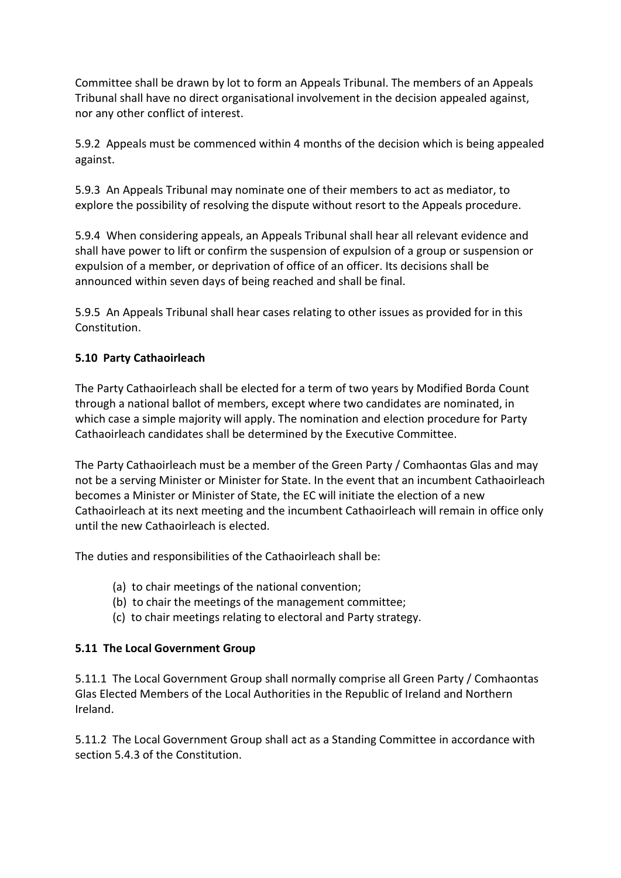Committee shall be drawn by lot to form an Appeals Tribunal. The members of an Appeals Tribunal shall have no direct organisational involvement in the decision appealed against, nor any other conflict of interest.

5.9.2 Appeals must be commenced within 4 months of the decision which is being appealed against.

5.9.3 An Appeals Tribunal may nominate one of their members to act as mediator, to explore the possibility of resolving the dispute without resort to the Appeals procedure.

5.9.4 When considering appeals, an Appeals Tribunal shall hear all relevant evidence and shall have power to lift or confirm the suspension of expulsion of a group or suspension or expulsion of a member, or deprivation of office of an officer. Its decisions shall be announced within seven days of being reached and shall be final.

5.9.5 An Appeals Tribunal shall hear cases relating to other issues as provided for in this Constitution.

### 5.10 Party Cathaoirleach

The Party Cathaoirleach shall be elected for a term of two years by Modified Borda Count through a national ballot of members, except where two candidates are nominated, in which case a simple majority will apply. The nomination and election procedure for Party Cathaoirleach candidates shall be determined by the Executive Committee.

The Party Cathaoirleach must be a member of the Green Party / Comhaontas Glas and may not be a serving Minister or Minister for State. In the event that an incumbent Cathaoirleach becomes a Minister or Minister of State, the EC will initiate the election of a new Cathaoirleach at its next meeting and the incumbent Cathaoirleach will remain in office only until the new Cathaoirleach is elected.

The duties and responsibilities of the Cathaoirleach shall be:

(a) to chair meetings of the national convention;
(b) to chair the meetings of the management committee;
(c) to chair meetings relating to electoral and Party strategy.

### 5.11 The Local Government Group

5.11.1 The Local Government Group shall normally comprise all Green Party / Comhaontas Glas Elected Members of the Local Authorities in the Republic of Ireland and Northern Ireland.

5.11.2 The Local Government Group shall act as a Standing Committee in accordance with section 5.4.3 of the Constitution.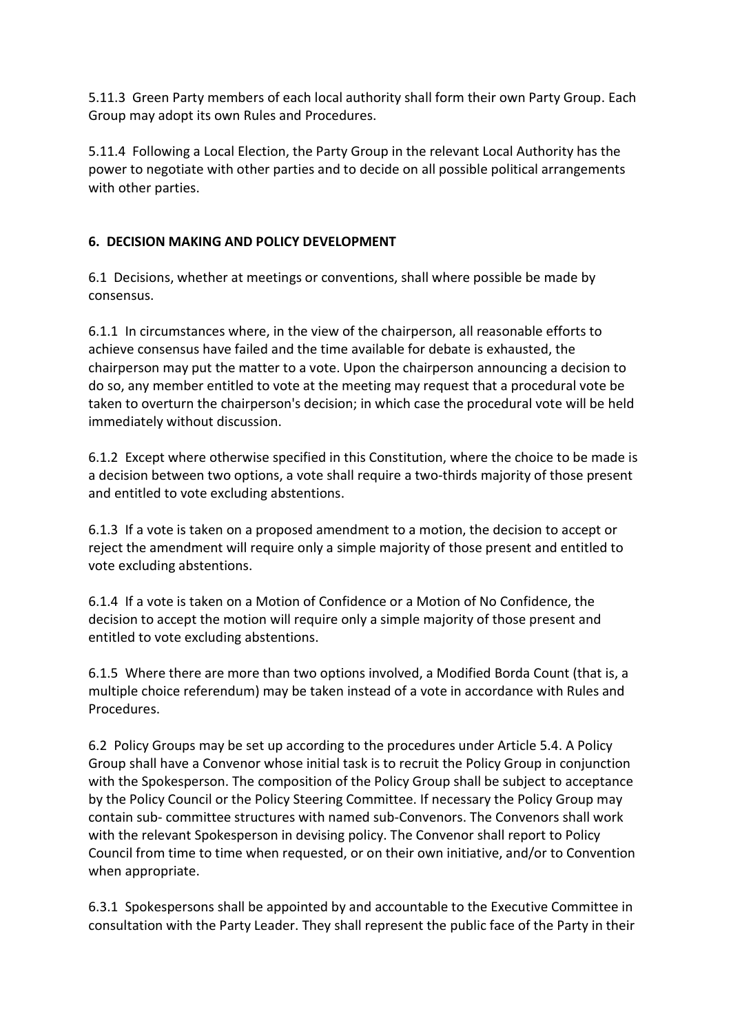5.11.3 Green Party members of each local authority shall form their own Party Group. Each Group may adopt its own Rules and Procedures.

5.11.4 Following a Local Election, the Party Group in the relevant Local Authority has the power to negotiate with other parties and to decide on all possible political arrangements with other parties.

## 6. DECISION MAKING AND POLICY DEVELOPMENT

6.1 Decisions, whether at meetings or conventions, shall where possible be made by consensus.

6.1.1 In circumstances where, in the view of the chairperson, all reasonable efforts to achieve consensus have failed and the time available for debate is exhausted, the chairperson may put the matter to a vote. Upon the chairperson announcing a decision to do so, any member entitled to vote at the meeting may request that a procedural vote be taken to overturn the chairperson's decision; in which case the procedural vote will be held immediately without discussion.

6.1.2 Except where otherwise specified in this Constitution, where the choice to be made is a decision between two options, a vote shall require a two-thirds majority of those present and entitled to vote excluding abstentions.

6.1.3 If a vote is taken on a proposed amendment to a motion, the decision to accept or reject the amendment will require only a simple majority of those present and entitled to vote excluding abstentions.

6.1.4 If a vote is taken on a Motion of Confidence or a Motion of No Confidence, the decision to accept the motion will require only a simple majority of those present and entitled to vote excluding abstentions.

6.1.5 Where there are more than two options involved, a Modified Borda Count (that is, a multiple choice referendum) may be taken instead of a vote in accordance with Rules and Procedures.

6.2 Policy Groups may be set up according to the procedures under Article 5.4. A Policy Group shall have a Convenor whose initial task is to recruit the Policy Group in conjunction with the Spokesperson. The composition of the Policy Group shall be subject to acceptance by the Policy Council or the Policy Steering Committee. If necessary the Policy Group may contain sub- committee structures with named sub-Convenors. The Convenors shall work with the relevant Spokesperson in devising policy. The Convenor shall report to Policy Council from time to time when requested, or on their own initiative, and/or to Convention when appropriate.

6.3.1 Spokespersons shall be appointed by and accountable to the Executive Committee in consultation with the Party Leader. They shall represent the public face of the Party in their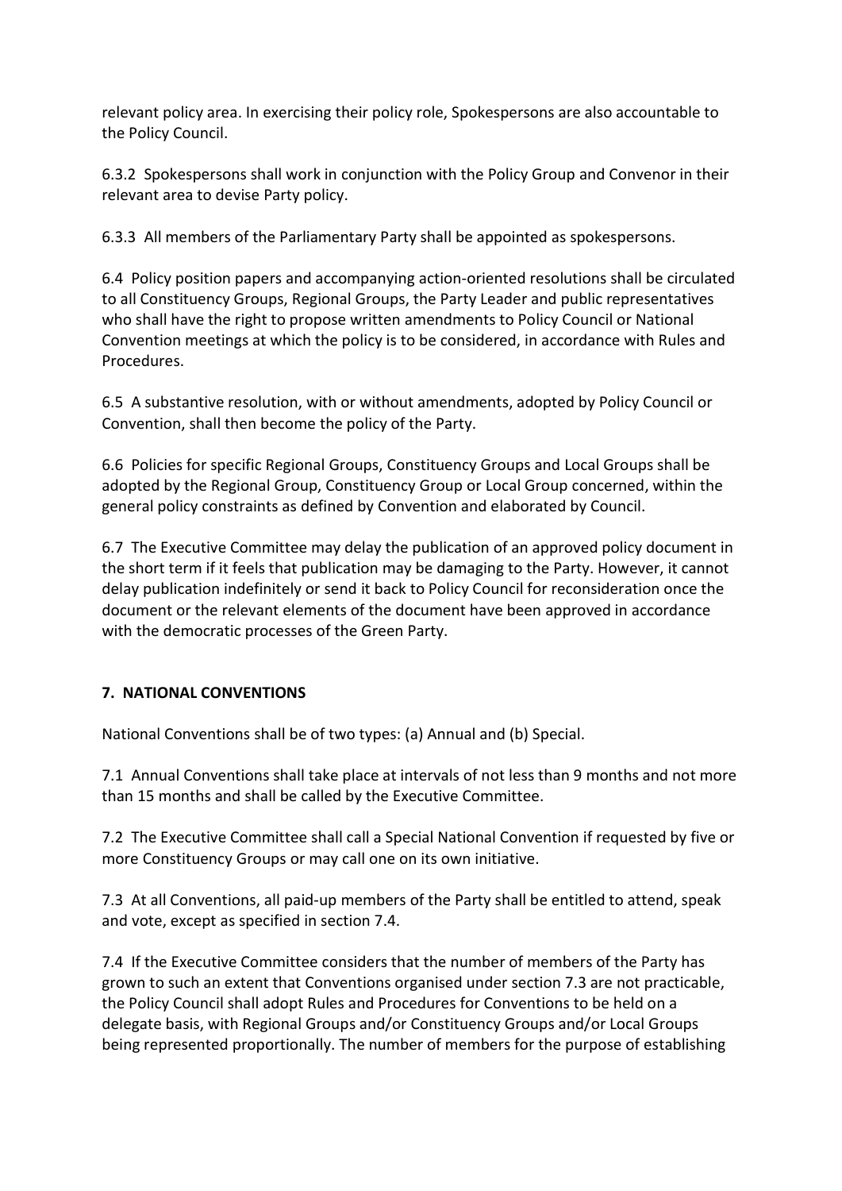relevant policy area. In exercising their policy role, Spokespersons are also accountable to the Policy Council.

6.3.2 Spokespersons shall work in conjunction with the Policy Group and Convenor in their relevant area to devise Party policy.

6.3.3 All members of the Parliamentary Party shall be appointed as spokespersons.

6.4 Policy position papers and accompanying action-oriented resolutions shall be circulated to all Constituency Groups, Regional Groups, the Party Leader and public representatives who shall have the right to propose written amendments to Policy Council or National Convention meetings at which the policy is to be considered, in accordance with Rules and Procedures.

6.5 A substantive resolution, with or without amendments, adopted by Policy Council or Convention, shall then become the policy of the Party.

6.6 Policies for specific Regional Groups, Constituency Groups and Local Groups shall be adopted by the Regional Group, Constituency Group or Local Group concerned, within the general policy constraints as defined by Convention and elaborated by Council.

6.7 The Executive Committee may delay the publication of an approved policy document in the short term if it feels that publication may be damaging to the Party. However, it cannot delay publication indefinitely or send it back to Policy Council for reconsideration once the document or the relevant elements of the document have been approved in accordance with the democratic processes of the Green Party.

## 7. NATIONAL CONVENTIONS

National Conventions shall be of two types: (a) Annual and (b) Special.

7.1 Annual Conventions shall take place at intervals of not less than 9 months and not more than 15 months and shall be called by the Executive Committee.

7.2 The Executive Committee shall call a Special National Convention if requested by five or more Constituency Groups or may call one on its own initiative.

7.3 At all Conventions, all paid-up members of the Party shall be entitled to attend, speak and vote, except as specified in section 7.4.

7.4 If the Executive Committee considers that the number of members of the Party has grown to such an extent that Conventions organised under section 7.3 are not practicable, the Policy Council shall adopt Rules and Procedures for Conventions to be held on a delegate basis, with Regional Groups and/or Constituency Groups and/or Local Groups being represented proportionally. The number of members for the purpose of establishing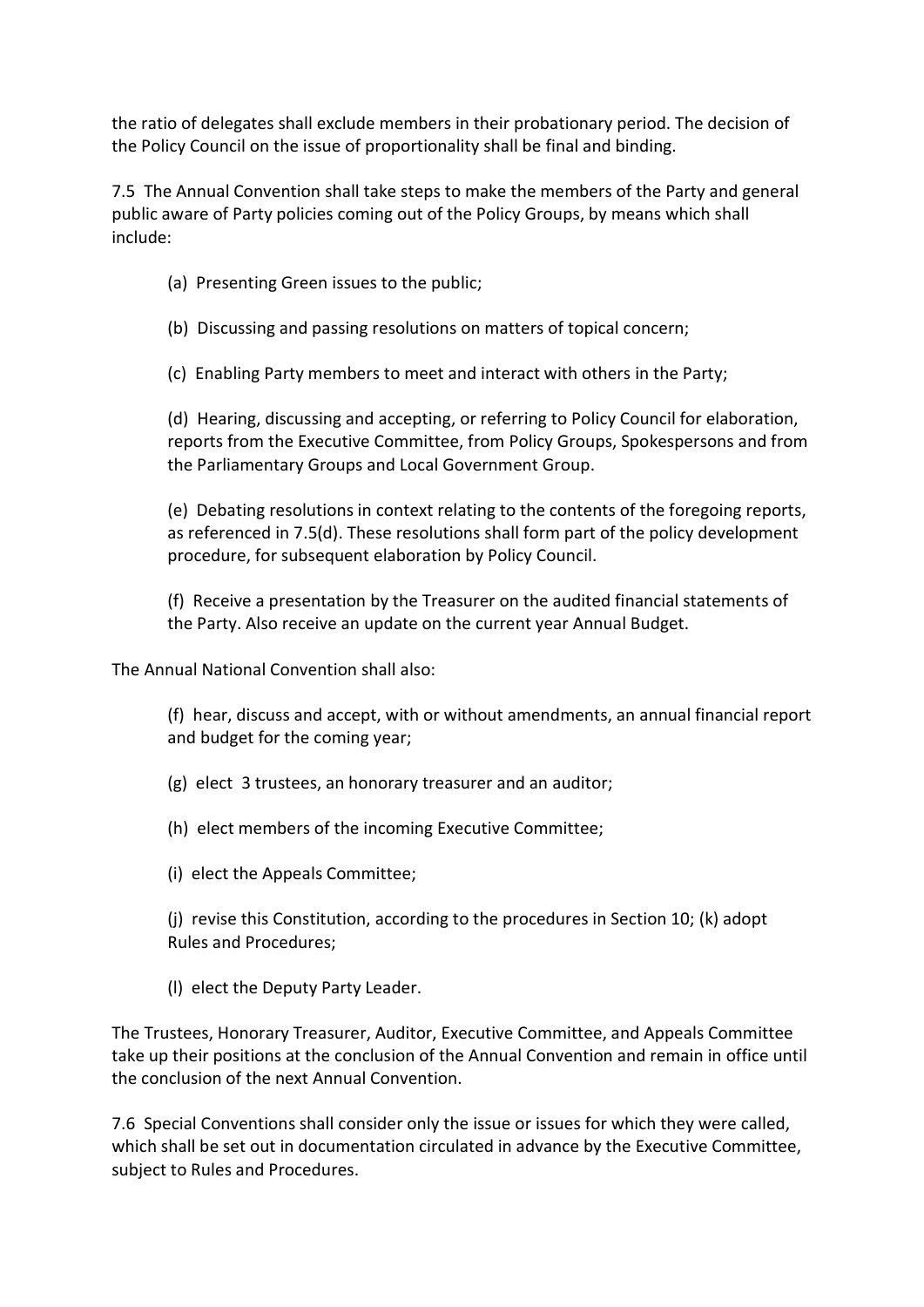the ratio of delegates shall exclude members in their probationary period. The decision of the Policy Council on the issue of proportionality shall be final and binding.

7.5 The Annual Convention shall take steps to make the members of the Party and general public aware of Party policies coming out of the Policy Groups, by means which shall include:

(a) Presenting Green issues to the public;

(b) Discussing and passing resolutions on matters of topical concern;

(c) Enabling Party members to meet and interact with others in the Party;

(d) Hearing, discussing and accepting, or referring to Policy Council for elaboration, reports from the Executive Committee, from Policy Groups, Spokespersons and from the Parliamentary Groups and Local Government Group.

(e) Debating resolutions in context relating to the contents of the foregoing reports, as referenced in 7.5(d). These resolutions shall form part of the policy development procedure, for subsequent elaboration by Policy Council.

(f) Receive a presentation by the Treasurer on the audited financial statements of the Party. Also receive an update on the current year Annual Budget.

The Annual National Convention shall also:

(f) hear, discuss and accept, with or without amendments, an annual financial report and budget for the coming year;

(g) elect 3 trustees, an honorary treasurer and an auditor;

(h) elect members of the incoming Executive Committee;

(i) elect the Appeals Committee;

(j) revise this Constitution, according to the procedures in Section 10; (k) adopt Rules and Procedures;

(l) elect the Deputy Party Leader.

The Trustees, Honorary Treasurer, Auditor, Executive Committee, and Appeals Committee take up their positions at the conclusion of the Annual Convention and remain in office until the conclusion of the next Annual Convention.

7.6 Special Conventions shall consider only the issue or issues for which they were called, which shall be set out in documentation circulated in advance by the Executive Committee, subject to Rules and Procedures.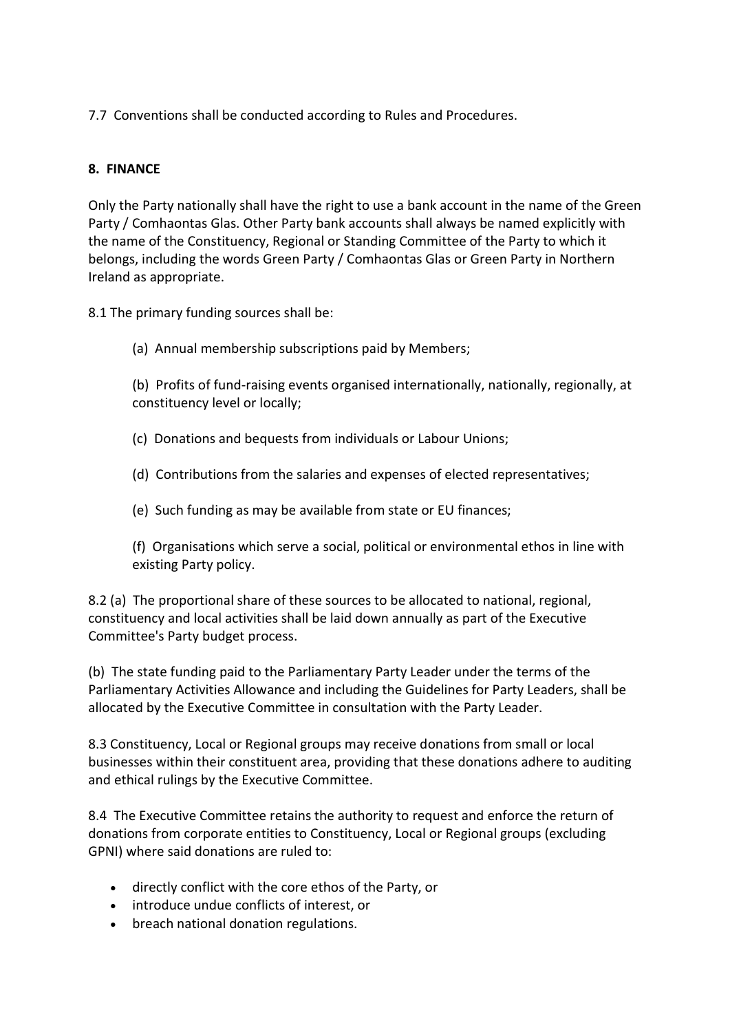7.7 Conventions shall be conducted according to Rules and Procedures.

## 8. FINANCE

Only the Party nationally shall have the right to use a bank account in the name of the Green Party / Comhaontas Glas. Other Party bank accounts shall always be named explicitly with the name of the Constituency, Regional or Standing Committee of the Party to which it belongs, including the words Green Party / Comhaontas Glas or Green Party in Northern Ireland as appropriate.

8.1 The primary funding sources shall be:

(a) Annual membership subscriptions paid by Members;

(b) Profits of fund-raising events organised internationally, nationally, regionally, at constituency level or locally;

(c) Donations and bequests from individuals or Labour Unions;

(d) Contributions from the salaries and expenses of elected representatives;

(e) Such funding as may be available from state or EU finances;

(f) Organisations which serve a social, political or environmental ethos in line with existing Party policy.

8.2 (a) The proportional share of these sources to be allocated to national, regional, constituency and local activities shall be laid down annually as part of the Executive Committee's Party budget process.

(b) The state funding paid to the Parliamentary Party Leader under the terms of the Parliamentary Activities Allowance and including the Guidelines for Party Leaders, shall be allocated by the Executive Committee in consultation with the Party Leader.

8.3 Constituency, Local or Regional groups may receive donations from small or local businesses within their constituent area, providing that these donations adhere to auditing and ethical rulings by the Executive Committee.

8.4 The Executive Committee retains the authority to request and enforce the return of donations from corporate entities to Constituency, Local or Regional groups (excluding GPNI) where said donations are ruled to:

- directly conflict with the core ethos of the Party, or
- introduce undue conflicts of interest, or
- breach national donation regulations.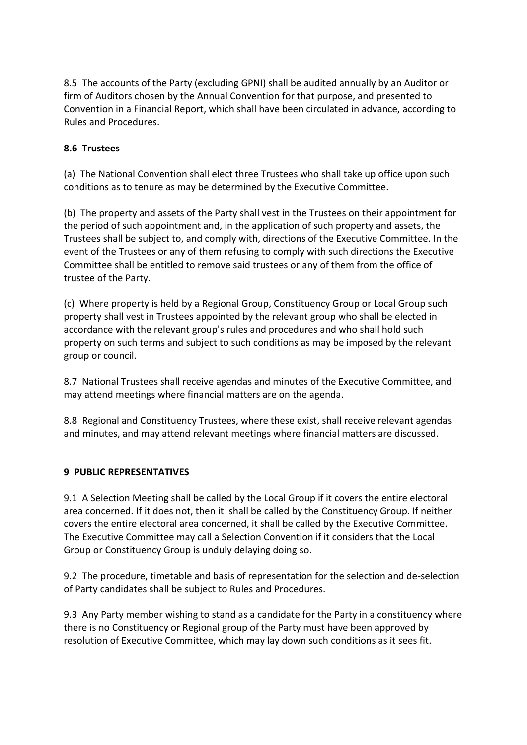8.5 The accounts of the Party (excluding GPNI) shall be audited annually by an Auditor or firm of Auditors chosen by the Annual Convention for that purpose, and presented to Convention in a Financial Report, which shall have been circulated in advance, according to Rules and Procedures.

**8.6 Trustees**

(a) The National Convention shall elect three Trustees who shall take up office upon such conditions as to tenure as may be determined by the Executive Committee.

(b) The property and assets of the Party shall vest in the Trustees on their appointment for the period of such appointment and, in the application of such property and assets, the Trustees shall be subject to, and comply with, directions of the Executive Committee. In the event of the Trustees or any of them refusing to comply with such directions the Executive Committee shall be entitled to remove said trustees or any of them from the office of trustee of the Party.

(c) Where property is held by a Regional Group, Constituency Group or Local Group such property shall vest in Trustees appointed by the relevant group who shall be elected in accordance with the relevant group's rules and procedures and who shall hold such property on such terms and subject to such conditions as may be imposed by the relevant group or council.

8.7 National Trustees shall receive agendas and minutes of the Executive Committee, and may attend meetings where financial matters are on the agenda.

8.8 Regional and Constituency Trustees, where these exist, shall receive relevant agendas and minutes, and may attend relevant meetings where financial matters are discussed.

**9 PUBLIC REPRESENTATIVES**

9.1 A Selection Meeting shall be called by the Local Group if it covers the entire electoral area concerned. If it does not, then it shall be called by the Constituency Group. If neither covers the entire electoral area concerned, it shall be called by the Executive Committee. The Executive Committee may call a Selection Convention if it considers that the Local Group or Constituency Group is unduly delaying doing so.

9.2 The procedure, timetable and basis of representation for the selection and de-selection of Party candidates shall be subject to Rules and Procedures.

9.3 Any Party member wishing to stand as a candidate for the Party in a constituency where there is no Constituency or Regional group of the Party must have been approved by resolution of Executive Committee, which may lay down such conditions as it sees fit.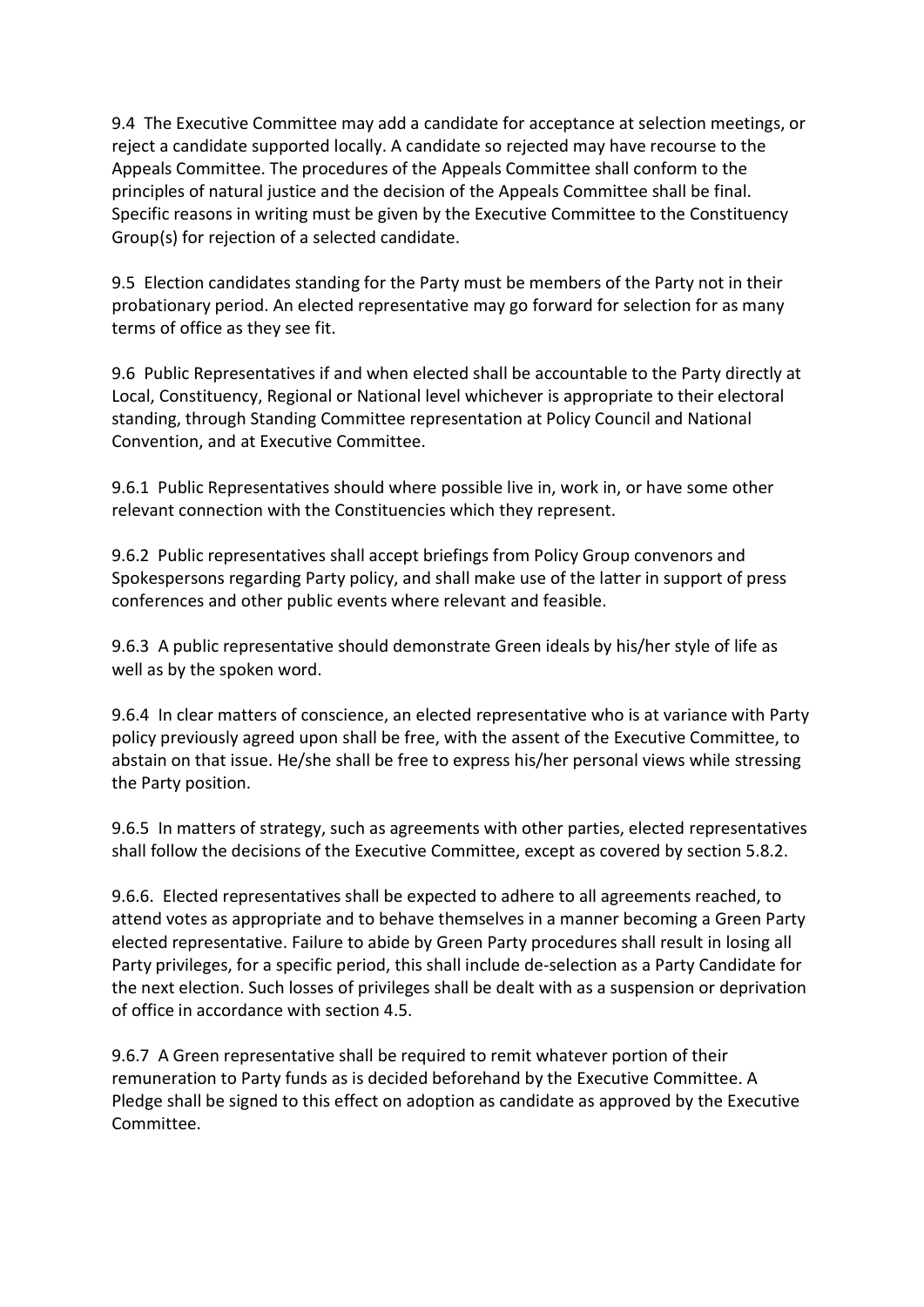9.4 The Executive Committee may add a candidate for acceptance at selection meetings, or reject a candidate supported locally. A candidate so rejected may have recourse to the Appeals Committee. The procedures of the Appeals Committee shall conform to the principles of natural justice and the decision of the Appeals Committee shall be final. Specific reasons in writing must be given by the Executive Committee to the Constituency Group(s) for rejection of a selected candidate.

9.5 Election candidates standing for the Party must be members of the Party not in their probationary period. An elected representative may go forward for selection for as many terms of office as they see fit.

9.6 Public Representatives if and when elected shall be accountable to the Party directly at Local, Constituency, Regional or National level whichever is appropriate to their electoral standing, through Standing Committee representation at Policy Council and National Convention, and at Executive Committee.

9.6.1 Public Representatives should where possible live in, work in, or have some other relevant connection with the Constituencies which they represent.

9.6.2 Public representatives shall accept briefings from Policy Group convenors and Spokespersons regarding Party policy, and shall make use of the latter in support of press conferences and other public events where relevant and feasible.

9.6.3 A public representative should demonstrate Green ideals by his/her style of life as well as by the spoken word.

9.6.4 In clear matters of conscience, an elected representative who is at variance with Party policy previously agreed upon shall be free, with the assent of the Executive Committee, to abstain on that issue. He/she shall be free to express his/her personal views while stressing the Party position.

9.6.5 In matters of strategy, such as agreements with other parties, elected representatives shall follow the decisions of the Executive Committee, except as covered by section 5.8.2.

9.6.6. Elected representatives shall be expected to adhere to all agreements reached, to attend votes as appropriate and to behave themselves in a manner becoming a Green Party elected representative. Failure to abide by Green Party procedures shall result in losing all Party privileges, for a specific period, this shall include de-selection as a Party Candidate for the next election. Such losses of privileges shall be dealt with as a suspension or deprivation of office in accordance with section 4.5.

9.6.7 A Green representative shall be required to remit whatever portion of their remuneration to Party funds as is decided beforehand by the Executive Committee. A Pledge shall be signed to this effect on adoption as candidate as approved by the Executive Committee.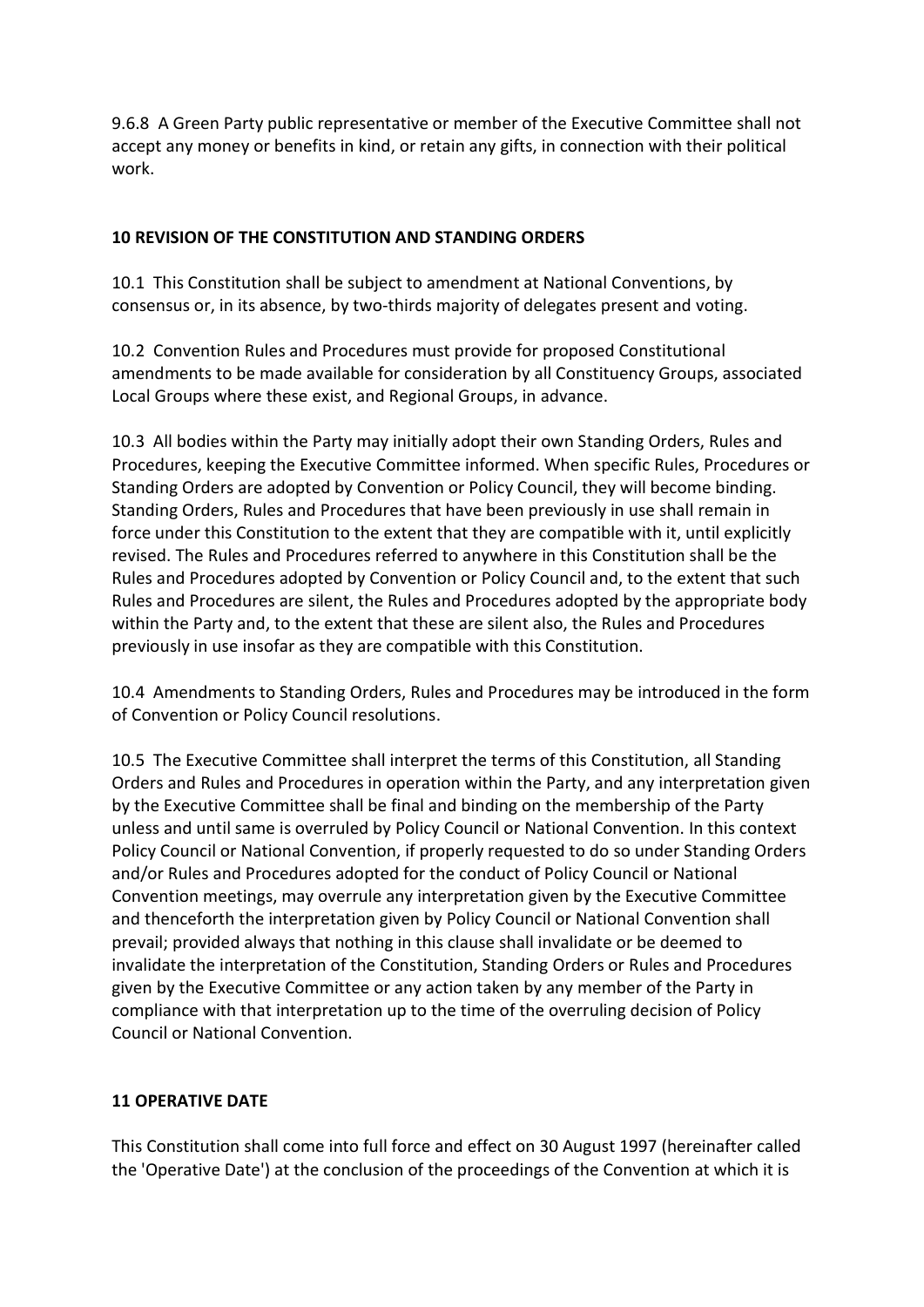9.6.8 A Green Party public representative or member of the Executive Committee shall not accept any money or benefits in kind, or retain any gifts, in connection with their political work.

## 10 REVISION OF THE CONSTITUTION AND STANDING ORDERS

10.1 This Constitution shall be subject to amendment at National Conventions, by consensus or, in its absence, by two-thirds majority of delegates present and voting.

10.2 Convention Rules and Procedures must provide for proposed Constitutional amendments to be made available for consideration by all Constituency Groups, associated Local Groups where these exist, and Regional Groups, in advance.

10.3 All bodies within the Party may initially adopt their own Standing Orders, Rules and Procedures, keeping the Executive Committee informed. When specific Rules, Procedures or Standing Orders are adopted by Convention or Policy Council, they will become binding. Standing Orders, Rules and Procedures that have been previously in use shall remain in force under this Constitution to the extent that they are compatible with it, until explicitly revised. The Rules and Procedures referred to anywhere in this Constitution shall be the Rules and Procedures adopted by Convention or Policy Council and, to the extent that such Rules and Procedures are silent, the Rules and Procedures adopted by the appropriate body within the Party and, to the extent that these are silent also, the Rules and Procedures previously in use insofar as they are compatible with this Constitution.

10.4 Amendments to Standing Orders, Rules and Procedures may be introduced in the form of Convention or Policy Council resolutions.

10.5 The Executive Committee shall interpret the terms of this Constitution, all Standing Orders and Rules and Procedures in operation within the Party, and any interpretation given by the Executive Committee shall be final and binding on the membership of the Party unless and until same is overruled by Policy Council or National Convention. In this context Policy Council or National Convention, if properly requested to do so under Standing Orders and/or Rules and Procedures adopted for the conduct of Policy Council or National Convention meetings, may overrule any interpretation given by the Executive Committee and thenceforth the interpretation given by Policy Council or National Convention shall prevail; provided always that nothing in this clause shall invalidate or be deemed to invalidate the interpretation of the Constitution, Standing Orders or Rules and Procedures given by the Executive Committee or any action taken by any member of the Party in compliance with that interpretation up to the time of the overruling decision of Policy Council or National Convention.

## 11 OPERATIVE DATE

This Constitution shall come into full force and effect on 30 August 1997 (hereinafter called the 'Operative Date') at the conclusion of the proceedings of the Convention at which it is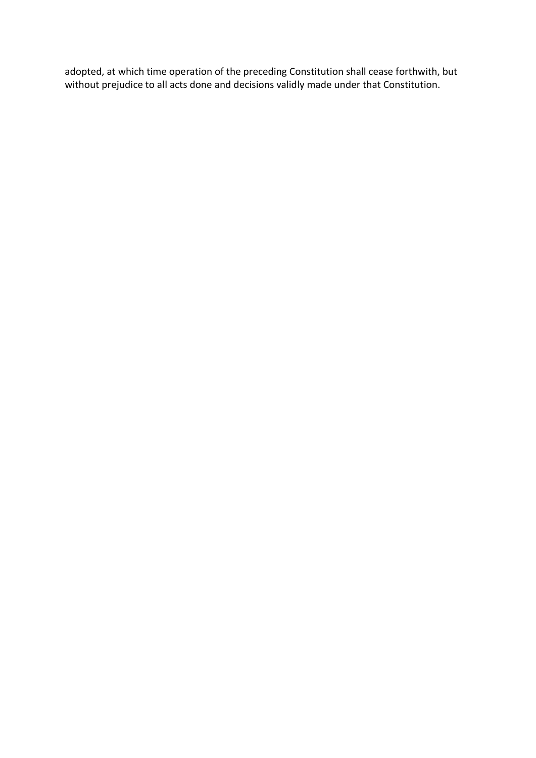adopted, at which time operation of the preceding Constitution shall cease forthwith, but without prejudice to all acts done and decisions validly made under that Constitution.